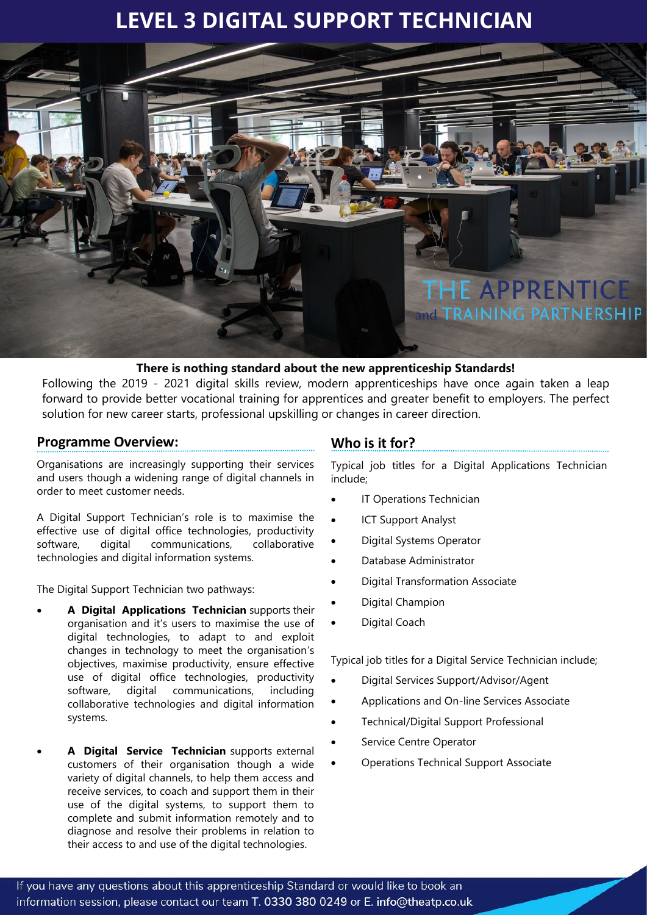# LEVEL 3 DIGITAL SUPPORT TECHNICIAN

THE APPRENTICE and TRAINING PARTNERSHIP

**There is nothing standard about the new apprenticeship Standards!**

Following the 2019 - 2021 digital skills review, modern apprenticeships have once again taken a leap forward to provide better vocational training for apprentices and greater benefit to employers. The perfect solution for new career starts, professional upskilling or changes in career direction.

## Programme Overview:

Organisations are increasingly supporting their services and users though a widening range of digital channels in order to meet customer needs.

A Digital Support Technician's role is to maximise the effective use of digital office technologies, productivity software, digital communications, collaborative technologies and digital information systems.

The Digital Support Technician two pathways:

- **A Digital Applications Technician** supports their organisation and it's users to maximise the use of digital technologies, to adapt to and exploit changes in technology to meet the organisation's objectives, maximise productivity, ensure effective use of digital office technologies, productivity software, digital communications, including collaborative technologies and digital information systems.
- **A Digital Service Technician** supports external customers of their organisation though a wide variety of digital channels, to help them access and receive services, to coach and support them in their use of the digital systems, to support them to complete and submit information remotely and to diagnose and resolve their problems in relation to their access to and use of the digital technologies.

## Who is it for?

Typical job titles for a Digital Applications Technician include;

- IT Operations Technician
- ICT Support Analyst
- Digital Systems Operator
- Database Administrator
- Digital Transformation Associate
- Digital Champion
- Digital Coach

Typical job titles for a Digital Service Technician include;

- Digital Services Support/Advisor/Agent
- Applications and On-line Services Associate
- Technical/Digital Support Professional
- Service Centre Operator
- Operations Technical Support Associate

If you have any questions about this apprenticeship Standard or would like to book an information session, please contact our team T. 0330 380 0249 or E. info@theatp.co.uk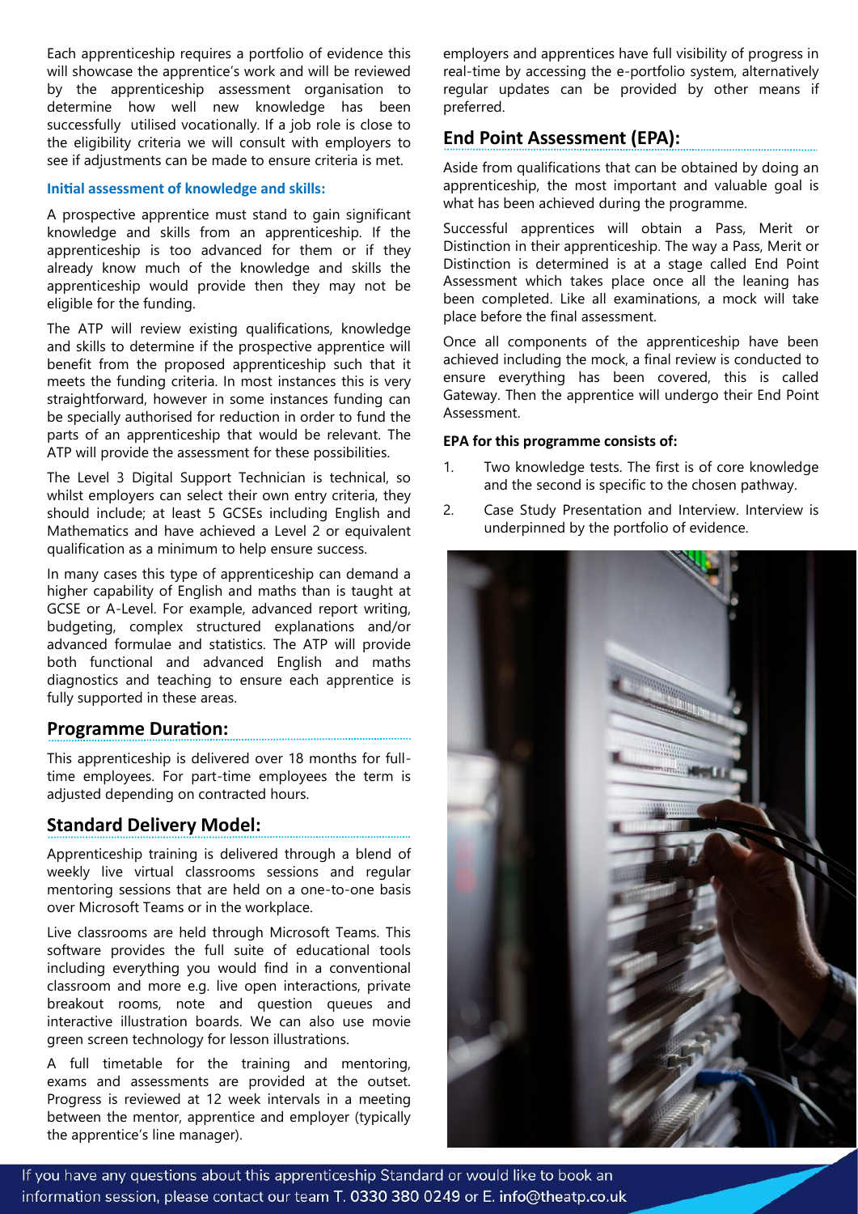Each apprenticeship requires a portfolio of evidence this will showcase the apprentice's work and will be reviewed by the apprenticeship assessment organisation to determine how well new knowledge has been successfully utilised vocationally. If a job role is close to the eligibility criteria we will consult with employers to see if adjustments can be made to ensure criteria is met.

### Initial assessment of knowledge and skills:

A prospective apprentice must stand to gain significant knowledge and skills from an apprenticeship. If the apprenticeship is too advanced for them or if they already know much of the knowledge and skills the apprenticeship would provide then they may not be eligible for the funding.

The ATP will review existing qualifications, knowledge and skills to determine if the prospective apprentice will benefit from the proposed apprenticeship such that it meets the funding criteria. In most instances this is very straightforward, however in some instances funding can be specially authorised for reduction in order to fund the parts of an apprenticeship that would be relevant. The ATP will provide the assessment for these possibilities.

The Level 3 Digital Support Technician is technical, so whilst employers can select their own entry criteria, they should include; at least 5 GCSEs including English and Mathematics and have achieved a Level 2 or equivalent qualification as a minimum to help ensure success.

In many cases this type of apprenticeship can demand a higher capability of English and maths than is taught at GCSE or A-Level. For example, advanced report writing, budgeting, complex structured explanations and/or advanced formulae and statistics. The ATP will provide both functional and advanced English and maths diagnostics and teaching to ensure each apprentice is fully supported in these areas.

## Programme Duration:

This apprenticeship is delivered over 18 months for full-time employees. For part-time employees the term is adjusted depending on contracted hours.

## Standard Delivery Model:

Apprenticeship training is delivered through a blend of weekly live virtual classrooms sessions and regular mentoring sessions that are held on a one-to-one basis over Microsoft Teams or in the workplace.

Live classrooms are held through Microsoft Teams. This software provides the full suite of educational tools including everything you would find in a conventional classroom and more e.g. live open interactions, private breakout rooms, note and question queues and interactive illustration boards. We can also use movie green screen technology for lesson illustrations.

A full timetable for the training and mentoring, exams and assessments are provided at the outset. Progress is reviewed at 12 week intervals in a meeting between the mentor, apprentice and employer (typically the apprentice's line manager). employers and apprentices have full visibility of progress in real-time by accessing the e-portfolio system, alternatively regular updates can be provided by other means if preferred.

## End Point Assessment (EPA):

Aside from qualifications that can be obtained by doing an apprenticeship, the most important and valuable goal is what has been achieved during the programme.

Successful apprentices will obtain a Pass, Merit or Distinction in their apprenticeship. The way a Pass, Merit or Distinction is determined is at a stage called End Point Assessment which takes place once all the leaning has been completed. Like all examinations, a mock will take place before the final assessment.

Once all components of the apprenticeship have been achieved including the mock, a final review is conducted to ensure everything has been covered, this is called Gateway. Then the apprentice will undergo their End Point Assessment.

**EPA for this programme consists of:**

1. Two knowledge tests. The first is of core knowledge and the second is specific to the chosen pathway.
2. Case Study Presentation and Interview. Interview is underpinned by the portfolio of evidence.

If you have any questions about this apprenticeship Standard or would like to book an information session, please contact our team T. 0330 380 0249 or E. info@theatp.co.uk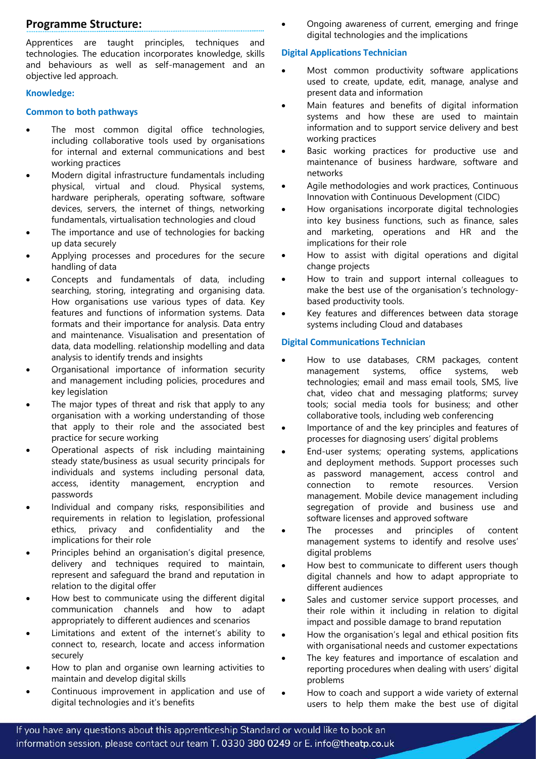## Programme Structure:

Apprentices are taught principles, techniques and technologies. The education incorporates knowledge, skills and behaviours as well as self-management and an objective led approach.

**Knowledge:**

**Common to both pathways**

- The most common digital office technologies, including collaborative tools used by organisations for internal and external communications and best working practices
- Modern digital infrastructure fundamentals including physical, virtual and cloud. Physical systems, hardware peripherals, operating software, software devices, servers, the internet of things, networking fundamentals, virtualisation technologies and cloud
- The importance and use of technologies for backing up data securely
- Applying processes and procedures for the secure handling of data
- Concepts and fundamentals of data, including searching, storing, integrating and organising data. How organisations use various types of data. Key features and functions of information systems. Data formats and their importance for analysis. Data entry and maintenance. Visualisation and presentation of data, data modelling. relationship modelling and data analysis to identify trends and insights
- Organisational importance of information security and management including policies, procedures and key legislation
- The major types of threat and risk that apply to any organisation with a working understanding of those that apply to their role and the associated best practice for secure working
- Operational aspects of risk including maintaining steady state/business as usual security principals for individuals and systems including personal data, access, identity management, encryption and passwords
- Individual and company risks, responsibilities and requirements in relation to legislation, professional ethics, privacy and confidentiality and the implications for their role
- Principles behind an organisation's digital presence, delivery and techniques required to maintain, represent and safeguard the brand and reputation in relation to the digital offer
- How best to communicate using the different digital communication channels and how to adapt appropriately to different audiences and scenarios
- Limitations and extent of the internet's ability to connect to, research, locate and access information securely
- How to plan and organise own learning activities to maintain and develop digital skills
- Continuous improvement in application and use of digital technologies and it's benefits
- Ongoing awareness of current, emerging and fringe digital technologies and the implications

**Digital Applications Technician**

- Most common productivity software applications used to create, update, edit, manage, analyse and present data and information
- Main features and benefits of digital information systems and how these are used to maintain information and to support service delivery and best working practices
- Basic working practices for productive use and maintenance of business hardware, software and networks
- Agile methodologies and work practices, Continuous Innovation with Continuous Development (CIDC)
- How organisations incorporate digital technologies into key business functions, such as finance, sales and marketing, operations and HR and the implications for their role
- How to assist with digital operations and digital change projects
- How to train and support internal colleagues to make the best use of the organisation's technology-based productivity tools.
- Key features and differences between data storage systems including Cloud and databases

**Digital Communications Technician**

- How to use databases, CRM packages, content management systems, office systems, web technologies; email and mass email tools, SMS, live chat, video chat and messaging platforms; survey tools; social media tools for business; and other collaborative tools, including web conferencing
- Importance of and the key principles and features of processes for diagnosing users' digital problems
- End-user systems; operating systems, applications and deployment methods. Support processes such as password management, access control and connection to remote resources. Version management. Mobile device management including segregation of provide and business use and software licenses and approved software
- The processes and principles of content management systems to identify and resolve uses' digital problems
- How best to communicate to different users though digital channels and how to adapt appropriate to different audiences
- Sales and customer service support processes, and their role within it including in relation to digital impact and possible damage to brand reputation
- How the organisation's legal and ethical position fits with organisational needs and customer expectations
- The key features and importance of escalation and reporting procedures when dealing with users' digital problems
- How to coach and support a wide variety of external users to help them make the best use of digital

If you have any questions about this apprenticeship Standard or would like to book an information session, please contact our team T. 0330 380 0249 or E. info@theatp.co.uk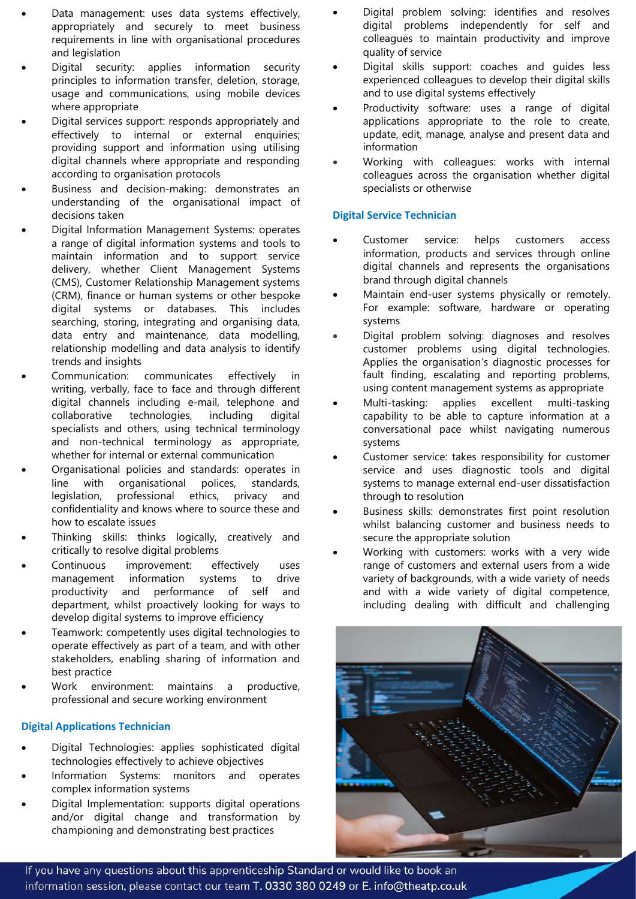- Data management: uses data systems effectively, appropriately and securely to meet business requirements in line with organisational procedures and legislation
- Digital security: applies information security principles to information transfer, deletion, storage, usage and communications, using mobile devices where appropriate
- Digital services support: responds appropriately and effectively to internal or external enquiries; providing support and information using utilising digital channels where appropriate and responding according to organisation protocols
- Business and decision-making: demonstrates an understanding of the organisational impact of decisions taken
- Digital Information Management Systems: operates a range of digital information systems and tools to maintain information and to support service delivery, whether Client Management Systems (CMS), Customer Relationship Management systems (CRM), finance or human systems or other bespoke digital systems or databases. This includes searching, storing, integrating and organising data, data entry and maintenance, data modelling, relationship modelling and data analysis to identify trends and insights
- Communication: communicates effectively in writing, verbally, face to face and through different digital channels including e-mail, telephone and collaborative technologies, including digital specialists and others, using technical terminology and non-technical terminology as appropriate, whether for internal or external communication
- Organisational policies and standards: operates in line with organisational polices, standards, legislation, professional ethics, privacy and confidentiality and knows where to source these and how to escalate issues
- Thinking skills: thinks logically, creatively and critically to resolve digital problems
- Continuous improvement: effectively uses management information systems to drive productivity and performance of self and department, whilst proactively looking for ways to develop digital systems to improve efficiency
- Teamwork: competently uses digital technologies to operate effectively as part of a team, and with other stakeholders, enabling sharing of information and best practice
- Work environment: maintains a productive, professional and secure working environment

### Digital Applications Technician

- Digital Technologies: applies sophisticated digital technologies effectively to achieve objectives
- Information Systems: monitors and operates complex information systems
- Digital Implementation: supports digital operations and/or digital change and transformation by championing and demonstrating best practices
- Digital problem solving: identifies and resolves digital problems independently for self and colleagues to maintain productivity and improve quality of service
- Digital skills support: coaches and guides less experienced colleagues to develop their digital skills and to use digital systems effectively
- Productivity software: uses a range of digital applications appropriate to the role to create, update, edit, manage, analyse and present data and information
- Working with colleagues: works with internal colleagues across the organisation whether digital specialists or otherwise

### Digital Service Technician

- Customer service: helps customers access information, products and services through online digital channels and represents the organisations brand through digital channels
- Maintain end-user systems physically or remotely. For example: software, hardware or operating systems
- Digital problem solving: diagnoses and resolves customer problems using digital technologies. Applies the organisation's diagnostic processes for fault finding, escalating and reporting problems, using content management systems as appropriate
- Multi-tasking: applies excellent multi-tasking capability to be able to capture information at a conversational pace whilst navigating numerous systems
- Customer service: takes responsibility for customer service and uses diagnostic tools and digital systems to manage external end-user dissatisfaction through to resolution
- Business skills: demonstrates first point resolution whilst balancing customer and business needs to secure the appropriate solution
- Working with customers: works with a very wide range of customers and external users from a wide variety of backgrounds, with a wide variety of needs and with a wide variety of digital competence, including dealing with difficult and challenging

If you have any questions about this apprenticeship Standard or would like to book an information session, please contact our team T. 0330 380 0249 or E. info@theatp.co.uk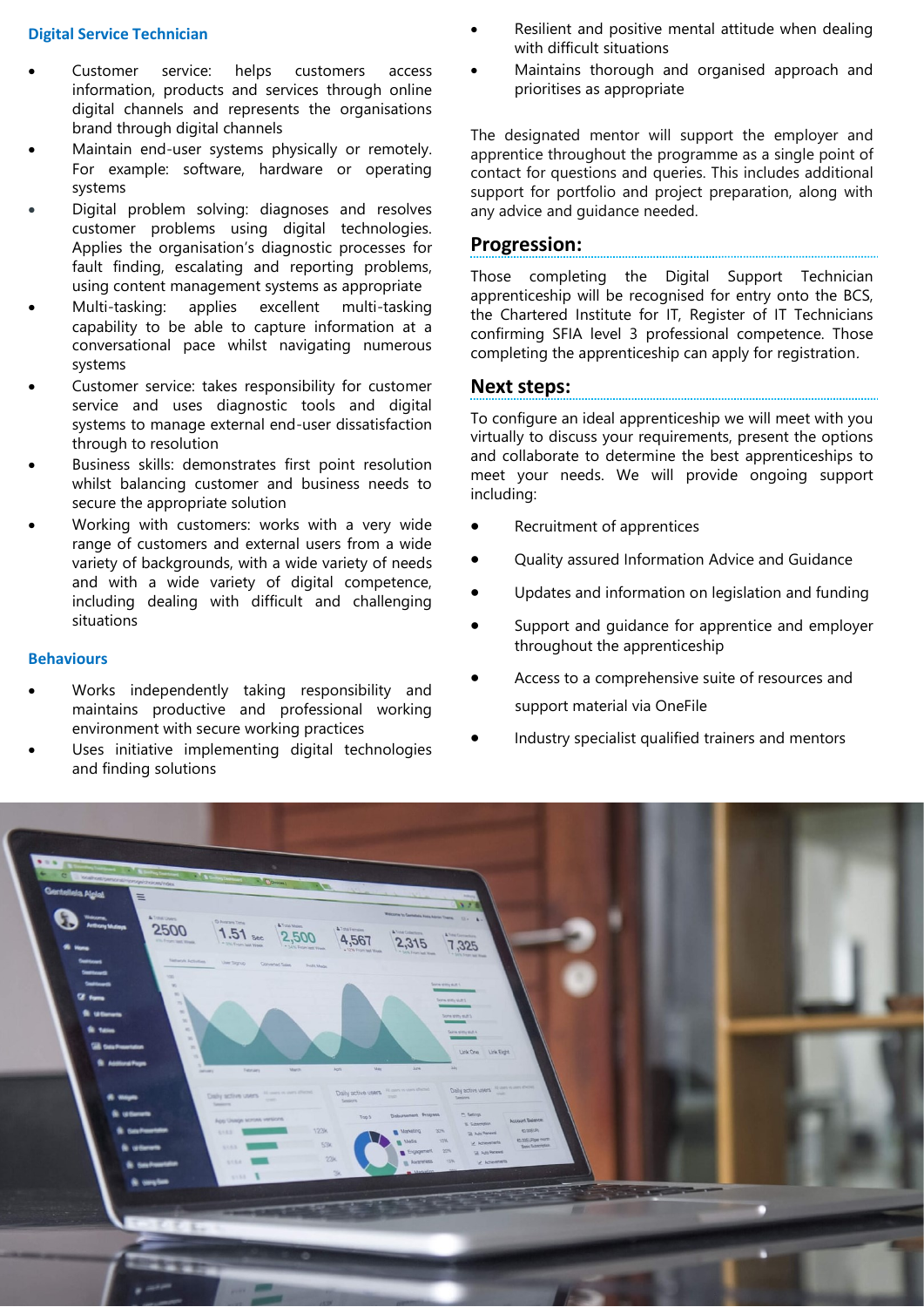### Digital Service Technician

- Customer service: helps customers access information, products and services through online digital channels and represents the organisations brand through digital channels
- Maintain end-user systems physically or remotely. For example: software, hardware or operating systems
- Digital problem solving: diagnoses and resolves customer problems using digital technologies. Applies the organisation's diagnostic processes for fault finding, escalating and reporting problems, using content management systems as appropriate
- Multi-tasking: applies excellent multi-tasking capability to be able to capture information at a conversational pace whilst navigating numerous systems
- Customer service: takes responsibility for customer service and uses diagnostic tools and digital systems to manage external end-user dissatisfaction through to resolution
- Business skills: demonstrates first point resolution whilst balancing customer and business needs to secure the appropriate solution
- Working with customers: works with a very wide range of customers and external users from a wide variety of backgrounds, with a wide variety of needs and with a wide variety of digital competence, including dealing with difficult and challenging situations

### Behaviours

- Works independently taking responsibility and maintains productive and professional working environment with secure working practices
- Uses initiative implementing digital technologies and finding solutions
- Resilient and positive mental attitude when dealing with difficult situations
- Maintains thorough and organised approach and prioritises as appropriate

The designated mentor will support the employer and apprentice throughout the programme as a single point of contact for questions and queries. This includes additional support for portfolio and project preparation, along with any advice and guidance needed.

## Progression:

Those completing the Digital Support Technician apprenticeship will be recognised for entry onto the BCS, the Chartered Institute for IT, Register of IT Technicians confirming SFIA level 3 professional competence. Those completing the apprenticeship can apply for registration.

## Next steps:

To configure an ideal apprenticeship we will meet with you virtually to discuss your requirements, present the options and collaborate to determine the best apprenticeships to meet your needs. We will provide ongoing support including:

- Recruitment of apprentices
- Quality assured Information Advice and Guidance
- Updates and information on legislation and funding
- Support and guidance for apprentice and employer throughout the apprenticeship
- Access to a comprehensive suite of resources and support material via OneFile
- Industry specialist qualified trainers and mentors